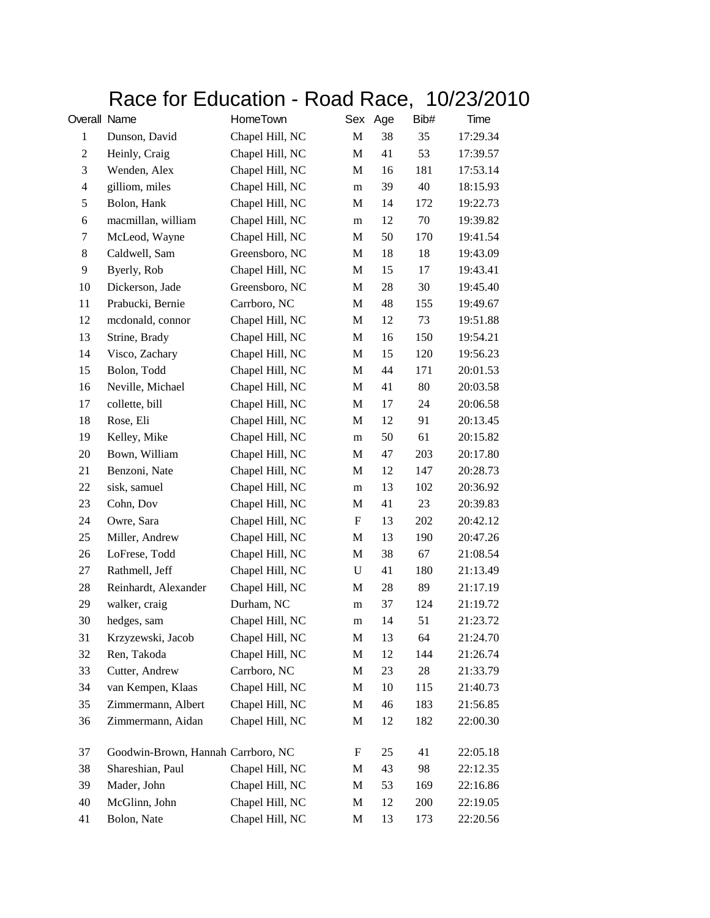# Race for Education - Road Race, 10/23/2010

| Overall | Name | HomeTown | Sex | Age | Bib# | Time |
|---|---|---|---|---|---|---|
| 1 | Dunson, David | Chapel Hill, NC | M | 38 | 35 | 17:29.34 |
| 2 | Heinly, Craig | Chapel Hill, NC | M | 41 | 53 | 17:39.57 |
| 3 | Wenden, Alex | Chapel Hill, NC | M | 16 | 181 | 17:53.14 |
| 4 | gilliom, miles | Chapel Hill, NC | m | 39 | 40 | 18:15.93 |
| 5 | Bolon, Hank | Chapel Hill, NC | M | 14 | 172 | 19:22.73 |
| 6 | macmillan, william | Chapel Hill, NC | m | 12 | 70 | 19:39.82 |
| 7 | McLeod, Wayne | Chapel Hill, NC | M | 50 | 170 | 19:41.54 |
| 8 | Caldwell, Sam | Greensboro, NC | M | 18 | 18 | 19:43.09 |
| 9 | Byerly, Rob | Chapel Hill, NC | M | 15 | 17 | 19:43.41 |
| 10 | Dickerson, Jade | Greensboro, NC | M | 28 | 30 | 19:45.40 |
| 11 | Prabucki, Bernie | Carrboro, NC | M | 48 | 155 | 19:49.67 |
| 12 | mcdonald, connor | Chapel Hill, NC | M | 12 | 73 | 19:51.88 |
| 13 | Strine, Brady | Chapel Hill, NC | M | 16 | 150 | 19:54.21 |
| 14 | Visco, Zachary | Chapel Hill, NC | M | 15 | 120 | 19:56.23 |
| 15 | Bolon, Todd | Chapel Hill, NC | M | 44 | 171 | 20:01.53 |
| 16 | Neville, Michael | Chapel Hill, NC | M | 41 | 80 | 20:03.58 |
| 17 | collette, bill | Chapel Hill, NC | M | 17 | 24 | 20:06.58 |
| 18 | Rose, Eli | Chapel Hill, NC | M | 12 | 91 | 20:13.45 |
| 19 | Kelley, Mike | Chapel Hill, NC | m | 50 | 61 | 20:15.82 |
| 20 | Bown, William | Chapel Hill, NC | M | 47 | 203 | 20:17.80 |
| 21 | Benzoni, Nate | Chapel Hill, NC | M | 12 | 147 | 20:28.73 |
| 22 | sisk, samuel | Chapel Hill, NC | m | 13 | 102 | 20:36.92 |
| 23 | Cohn, Dov | Chapel Hill, NC | M | 41 | 23 | 20:39.83 |
| 24 | Owre, Sara | Chapel Hill, NC | F | 13 | 202 | 20:42.12 |
| 25 | Miller, Andrew | Chapel Hill, NC | M | 13 | 190 | 20:47.26 |
| 26 | LoFrese, Todd | Chapel Hill, NC | M | 38 | 67 | 21:08.54 |
| 27 | Rathmell, Jeff | Chapel Hill, NC | U | 41 | 180 | 21:13.49 |
| 28 | Reinhardt, Alexander | Chapel Hill, NC | M | 28 | 89 | 21:17.19 |
| 29 | walker, craig | Durham, NC | m | 37 | 124 | 21:19.72 |
| 30 | hedges, sam | Chapel Hill, NC | m | 14 | 51 | 21:23.72 |
| 31 | Krzyzewski, Jacob | Chapel Hill, NC | M | 13 | 64 | 21:24.70 |
| 32 | Ren, Takoda | Chapel Hill, NC | M | 12 | 144 | 21:26.74 |
| 33 | Cutter, Andrew | Carrboro, NC | M | 23 | 28 | 21:33.79 |
| 34 | van Kempen, Klaas | Chapel Hill, NC | M | 10 | 115 | 21:40.73 |
| 35 | Zimmermann, Albert | Chapel Hill, NC | M | 46 | 183 | 21:56.85 |
| 36 | Zimmermann, Aidan | Chapel Hill, NC | M | 12 | 182 | 22:00.30 |
| 37 | Goodwin-Brown, Hannah | Carrboro, NC | F | 25 | 41 | 22:05.18 |
| 38 | Shareshian, Paul | Chapel Hill, NC | M | 43 | 98 | 22:12.35 |
| 39 | Mader, John | Chapel Hill, NC | M | 53 | 169 | 22:16.86 |
| 40 | McGlinn, John | Chapel Hill, NC | M | 12 | 200 | 22:19.05 |
| 41 | Bolon, Nate | Chapel Hill, NC | M | 13 | 173 | 22:20.56 |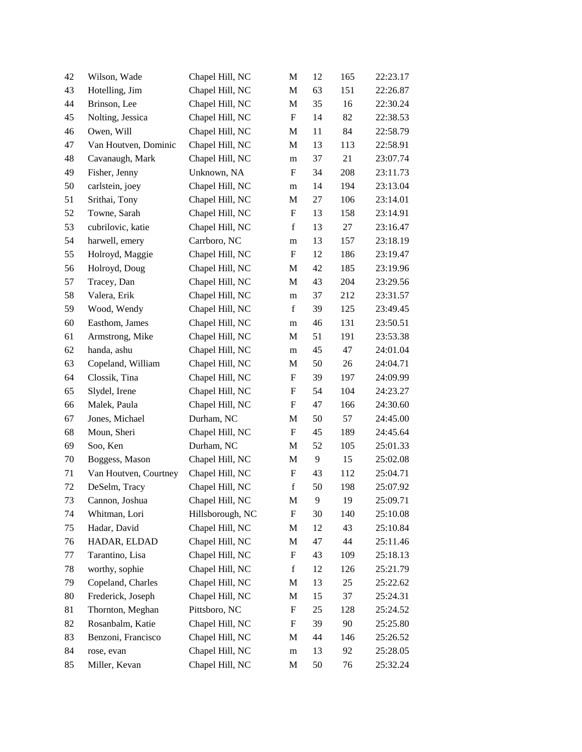| | | | | | | |
|---|---|---|---|---|---|---|
| 42 | Wilson, Wade | Chapel Hill, NC | M | 12 | 165 | 22:23.17 |
| 43 | Hotelling, Jim | Chapel Hill, NC | M | 63 | 151 | 22:26.87 |
| 44 | Brinson, Lee | Chapel Hill, NC | M | 35 | 16 | 22:30.24 |
| 45 | Nolting, Jessica | Chapel Hill, NC | F | 14 | 82 | 22:38.53 |
| 46 | Owen, Will | Chapel Hill, NC | M | 11 | 84 | 22:58.79 |
| 47 | Van Houtven, Dominic | Chapel Hill, NC | M | 13 | 113 | 22:58.91 |
| 48 | Cavanaugh, Mark | Chapel Hill, NC | m | 37 | 21 | 23:07.74 |
| 49 | Fisher, Jenny | Unknown, NA | F | 34 | 208 | 23:11.73 |
| 50 | carlstein, joey | Chapel Hill, NC | m | 14 | 194 | 23:13.04 |
| 51 | Srithai, Tony | Chapel Hill, NC | M | 27 | 106 | 23:14.01 |
| 52 | Towne, Sarah | Chapel Hill, NC | F | 13 | 158 | 23:14.91 |
| 53 | cubrilovic, katie | Chapel Hill, NC | f | 13 | 27 | 23:16.47 |
| 54 | harwell, emery | Carrboro, NC | m | 13 | 157 | 23:18.19 |
| 55 | Holroyd, Maggie | Chapel Hill, NC | F | 12 | 186 | 23:19.47 |
| 56 | Holroyd, Doug | Chapel Hill, NC | M | 42 | 185 | 23:19.96 |
| 57 | Tracey, Dan | Chapel Hill, NC | M | 43 | 204 | 23:29.56 |
| 58 | Valera, Erik | Chapel Hill, NC | m | 37 | 212 | 23:31.57 |
| 59 | Wood, Wendy | Chapel Hill, NC | f | 39 | 125 | 23:49.45 |
| 60 | Easthom, James | Chapel Hill, NC | m | 46 | 131 | 23:50.51 |
| 61 | Armstrong, Mike | Chapel Hill, NC | M | 51 | 191 | 23:53.38 |
| 62 | handa, ashu | Chapel Hill, NC | m | 45 | 47 | 24:01.04 |
| 63 | Copeland, William | Chapel Hill, NC | M | 50 | 26 | 24:04.71 |
| 64 | Clossik, Tina | Chapel Hill, NC | F | 39 | 197 | 24:09.99 |
| 65 | Slydel, Irene | Chapel Hill, NC | F | 54 | 104 | 24:23.27 |
| 66 | Malek, Paula | Chapel Hill, NC | F | 47 | 166 | 24:30.60 |
| 67 | Jones, Michael | Durham, NC | M | 50 | 57 | 24:45.00 |
| 68 | Moun, Sheri | Chapel Hill, NC | F | 45 | 189 | 24:45.64 |
| 69 | Soo, Ken | Durham, NC | M | 52 | 105 | 25:01.33 |
| 70 | Boggess, Mason | Chapel Hill, NC | M | 9 | 15 | 25:02.08 |
| 71 | Van Houtven, Courtney | Chapel Hill, NC | F | 43 | 112 | 25:04.71 |
| 72 | DeSelm, Tracy | Chapel Hill, NC | f | 50 | 198 | 25:07.92 |
| 73 | Cannon, Joshua | Chapel Hill, NC | M | 9 | 19 | 25:09.71 |
| 74 | Whitman, Lori | Hillsborough, NC | F | 30 | 140 | 25:10.08 |
| 75 | Hadar, David | Chapel Hill, NC | M | 12 | 43 | 25:10.84 |
| 76 | HADAR, ELDAD | Chapel Hill, NC | M | 47 | 44 | 25:11.46 |
| 77 | Tarantino, Lisa | Chapel Hill, NC | F | 43 | 109 | 25:18.13 |
| 78 | worthy, sophie | Chapel Hill, NC | f | 12 | 126 | 25:21.79 |
| 79 | Copeland, Charles | Chapel Hill, NC | M | 13 | 25 | 25:22.62 |
| 80 | Frederick, Joseph | Chapel Hill, NC | M | 15 | 37 | 25:24.31 |
| 81 | Thornton, Meghan | Pittsboro, NC | F | 25 | 128 | 25:24.52 |
| 82 | Rosanbalm, Katie | Chapel Hill, NC | F | 39 | 90 | 25:25.80 |
| 83 | Benzoni, Francisco | Chapel Hill, NC | M | 44 | 146 | 25:26.52 |
| 84 | rose, evan | Chapel Hill, NC | m | 13 | 92 | 25:28.05 |
| 85 | Miller, Kevan | Chapel Hill, NC | M | 50 | 76 | 25:32.24 |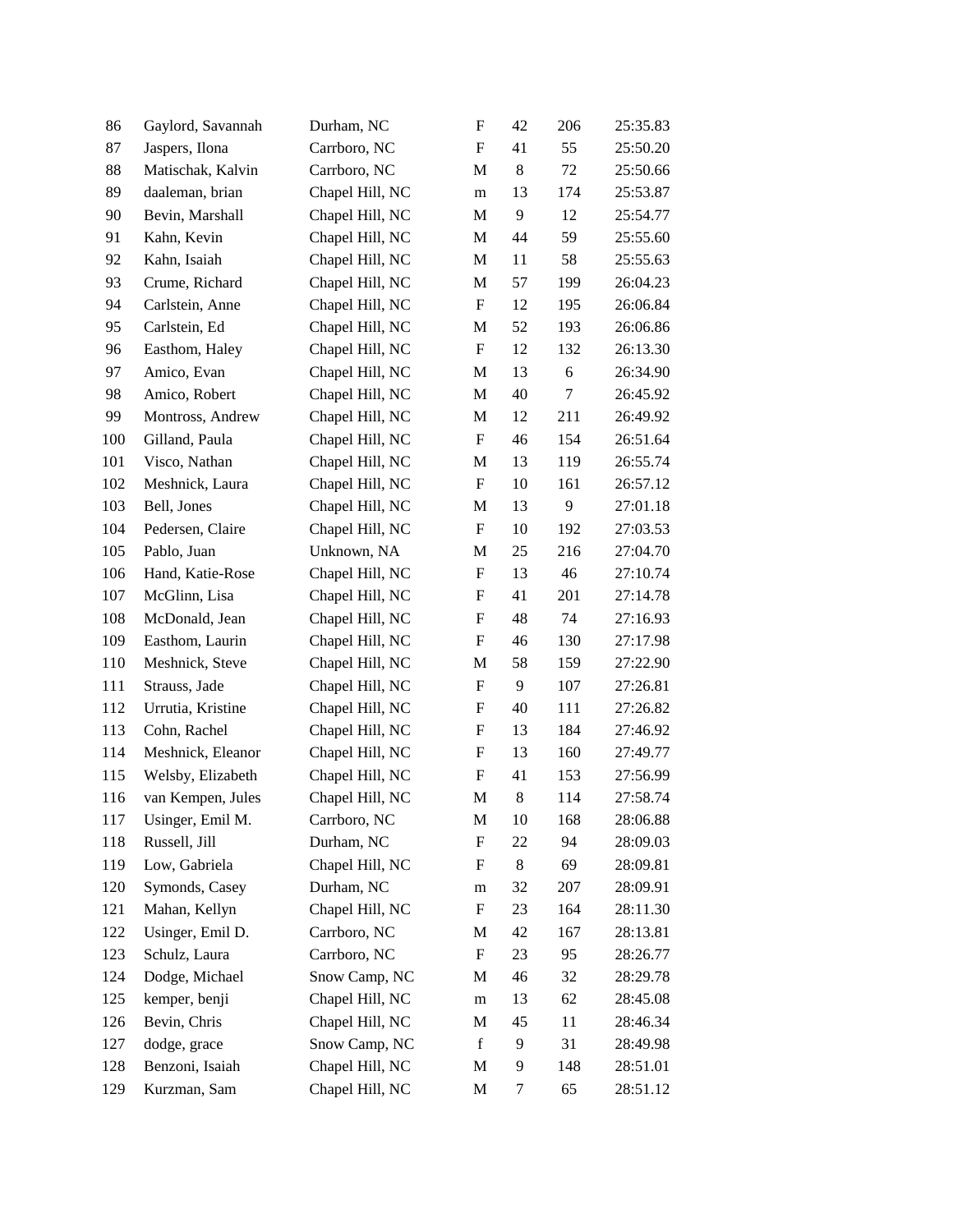| | | | | | | |
|---|---|---|---|---|---|---|
| 86 | Gaylord, Savannah | Durham, NC | F | 42 | 206 | 25:35.83 |
| 87 | Jaspers, Ilona | Carrboro, NC | F | 41 | 55 | 25:50.20 |
| 88 | Matischak, Kalvin | Carrboro, NC | M | 8 | 72 | 25:50.66 |
| 89 | daaleman, brian | Chapel Hill, NC | m | 13 | 174 | 25:53.87 |
| 90 | Bevin, Marshall | Chapel Hill, NC | M | 9 | 12 | 25:54.77 |
| 91 | Kahn, Kevin | Chapel Hill, NC | M | 44 | 59 | 25:55.60 |
| 92 | Kahn, Isaiah | Chapel Hill, NC | M | 11 | 58 | 25:55.63 |
| 93 | Crume, Richard | Chapel Hill, NC | M | 57 | 199 | 26:04.23 |
| 94 | Carlstein, Anne | Chapel Hill, NC | F | 12 | 195 | 26:06.84 |
| 95 | Carlstein, Ed | Chapel Hill, NC | M | 52 | 193 | 26:06.86 |
| 96 | Easthom, Haley | Chapel Hill, NC | F | 12 | 132 | 26:13.30 |
| 97 | Amico, Evan | Chapel Hill, NC | M | 13 | 6 | 26:34.90 |
| 98 | Amico, Robert | Chapel Hill, NC | M | 40 | 7 | 26:45.92 |
| 99 | Montross, Andrew | Chapel Hill, NC | M | 12 | 211 | 26:49.92 |
| 100 | Gilland, Paula | Chapel Hill, NC | F | 46 | 154 | 26:51.64 |
| 101 | Visco, Nathan | Chapel Hill, NC | M | 13 | 119 | 26:55.74 |
| 102 | Meshnick, Laura | Chapel Hill, NC | F | 10 | 161 | 26:57.12 |
| 103 | Bell, Jones | Chapel Hill, NC | M | 13 | 9 | 27:01.18 |
| 104 | Pedersen, Claire | Chapel Hill, NC | F | 10 | 192 | 27:03.53 |
| 105 | Pablo, Juan | Unknown, NA | M | 25 | 216 | 27:04.70 |
| 106 | Hand, Katie-Rose | Chapel Hill, NC | F | 13 | 46 | 27:10.74 |
| 107 | McGlinn, Lisa | Chapel Hill, NC | F | 41 | 201 | 27:14.78 |
| 108 | McDonald, Jean | Chapel Hill, NC | F | 48 | 74 | 27:16.93 |
| 109 | Easthom, Laurin | Chapel Hill, NC | F | 46 | 130 | 27:17.98 |
| 110 | Meshnick, Steve | Chapel Hill, NC | M | 58 | 159 | 27:22.90 |
| 111 | Strauss, Jade | Chapel Hill, NC | F | 9 | 107 | 27:26.81 |
| 112 | Urrutia, Kristine | Chapel Hill, NC | F | 40 | 111 | 27:26.82 |
| 113 | Cohn, Rachel | Chapel Hill, NC | F | 13 | 184 | 27:46.92 |
| 114 | Meshnick, Eleanor | Chapel Hill, NC | F | 13 | 160 | 27:49.77 |
| 115 | Welsby, Elizabeth | Chapel Hill, NC | F | 41 | 153 | 27:56.99 |
| 116 | van Kempen, Jules | Chapel Hill, NC | M | 8 | 114 | 27:58.74 |
| 117 | Usinger, Emil M. | Carrboro, NC | M | 10 | 168 | 28:06.88 |
| 118 | Russell, Jill | Durham, NC | F | 22 | 94 | 28:09.03 |
| 119 | Low, Gabriela | Chapel Hill, NC | F | 8 | 69 | 28:09.81 |
| 120 | Symonds, Casey | Durham, NC | m | 32 | 207 | 28:09.91 |
| 121 | Mahan, Kellyn | Chapel Hill, NC | F | 23 | 164 | 28:11.30 |
| 122 | Usinger, Emil D. | Carrboro, NC | M | 42 | 167 | 28:13.81 |
| 123 | Schulz, Laura | Carrboro, NC | F | 23 | 95 | 28:26.77 |
| 124 | Dodge, Michael | Snow Camp, NC | M | 46 | 32 | 28:29.78 |
| 125 | kemper, benji | Chapel Hill, NC | m | 13 | 62 | 28:45.08 |
| 126 | Bevin, Chris | Chapel Hill, NC | M | 45 | 11 | 28:46.34 |
| 127 | dodge, grace | Snow Camp, NC | f | 9 | 31 | 28:49.98 |
| 128 | Benzoni, Isaiah | Chapel Hill, NC | M | 9 | 148 | 28:51.01 |
| 129 | Kurzman, Sam | Chapel Hill, NC | M | 7 | 65 | 28:51.12 |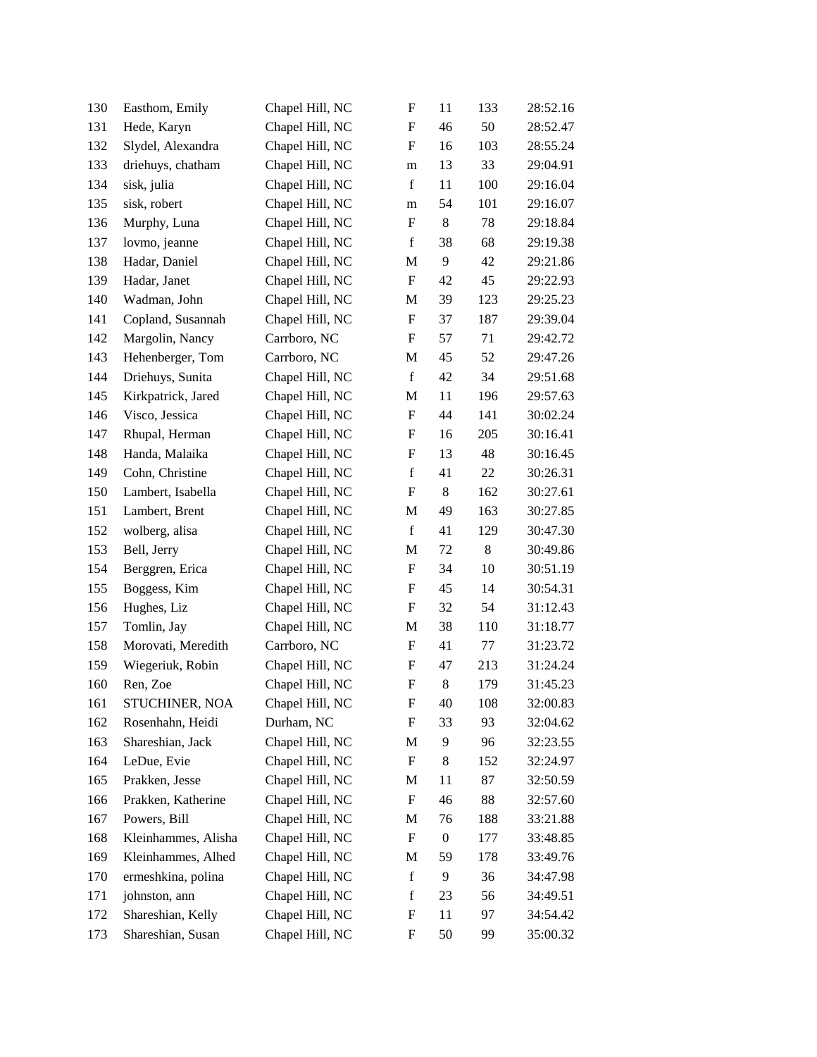| | | | | | | |
|---|---|---|---|---|---|---|
| 130 | Easthom, Emily | Chapel Hill, NC | F | 11 | 133 | 28:52.16 |
| 131 | Hede, Karyn | Chapel Hill, NC | F | 46 | 50 | 28:52.47 |
| 132 | Slydel, Alexandra | Chapel Hill, NC | F | 16 | 103 | 28:55.24 |
| 133 | driehuys, chatham | Chapel Hill, NC | m | 13 | 33 | 29:04.91 |
| 134 | sisk, julia | Chapel Hill, NC | f | 11 | 100 | 29:16.04 |
| 135 | sisk, robert | Chapel Hill, NC | m | 54 | 101 | 29:16.07 |
| 136 | Murphy, Luna | Chapel Hill, NC | F | 8 | 78 | 29:18.84 |
| 137 | lovmo, jeanne | Chapel Hill, NC | f | 38 | 68 | 29:19.38 |
| 138 | Hadar, Daniel | Chapel Hill, NC | M | 9 | 42 | 29:21.86 |
| 139 | Hadar, Janet | Chapel Hill, NC | F | 42 | 45 | 29:22.93 |
| 140 | Wadman, John | Chapel Hill, NC | M | 39 | 123 | 29:25.23 |
| 141 | Copland, Susannah | Chapel Hill, NC | F | 37 | 187 | 29:39.04 |
| 142 | Margolin, Nancy | Carrboro, NC | F | 57 | 71 | 29:42.72 |
| 143 | Hehenberger, Tom | Carrboro, NC | M | 45 | 52 | 29:47.26 |
| 144 | Driehuys, Sunita | Chapel Hill, NC | f | 42 | 34 | 29:51.68 |
| 145 | Kirkpatrick, Jared | Chapel Hill, NC | M | 11 | 196 | 29:57.63 |
| 146 | Visco, Jessica | Chapel Hill, NC | F | 44 | 141 | 30:02.24 |
| 147 | Rhupal, Herman | Chapel Hill, NC | F | 16 | 205 | 30:16.41 |
| 148 | Handa, Malaika | Chapel Hill, NC | F | 13 | 48 | 30:16.45 |
| 149 | Cohn, Christine | Chapel Hill, NC | f | 41 | 22 | 30:26.31 |
| 150 | Lambert, Isabella | Chapel Hill, NC | F | 8 | 162 | 30:27.61 |
| 151 | Lambert, Brent | Chapel Hill, NC | M | 49 | 163 | 30:27.85 |
| 152 | wolberg, alisa | Chapel Hill, NC | f | 41 | 129 | 30:47.30 |
| 153 | Bell, Jerry | Chapel Hill, NC | M | 72 | 8 | 30:49.86 |
| 154 | Berggren, Erica | Chapel Hill, NC | F | 34 | 10 | 30:51.19 |
| 155 | Boggess, Kim | Chapel Hill, NC | F | 45 | 14 | 30:54.31 |
| 156 | Hughes, Liz | Chapel Hill, NC | F | 32 | 54 | 31:12.43 |
| 157 | Tomlin, Jay | Chapel Hill, NC | M | 38 | 110 | 31:18.77 |
| 158 | Morovati, Meredith | Carrboro, NC | F | 41 | 77 | 31:23.72 |
| 159 | Wiegeriuk, Robin | Chapel Hill, NC | F | 47 | 213 | 31:24.24 |
| 160 | Ren, Zoe | Chapel Hill, NC | F | 8 | 179 | 31:45.23 |
| 161 | STUCHINER, NOA | Chapel Hill, NC | F | 40 | 108 | 32:00.83 |
| 162 | Rosenhahn, Heidi | Durham, NC | F | 33 | 93 | 32:04.62 |
| 163 | Shareshian, Jack | Chapel Hill, NC | M | 9 | 96 | 32:23.55 |
| 164 | LeDue, Evie | Chapel Hill, NC | F | 8 | 152 | 32:24.97 |
| 165 | Prakken, Jesse | Chapel Hill, NC | M | 11 | 87 | 32:50.59 |
| 166 | Prakken, Katherine | Chapel Hill, NC | F | 46 | 88 | 32:57.60 |
| 167 | Powers, Bill | Chapel Hill, NC | M | 76 | 188 | 33:21.88 |
| 168 | Kleinhammes, Alisha | Chapel Hill, NC | F | 0 | 177 | 33:48.85 |
| 169 | Kleinhammes, Alhed | Chapel Hill, NC | M | 59 | 178 | 33:49.76 |
| 170 | ermeshkina, polina | Chapel Hill, NC | f | 9 | 36 | 34:47.98 |
| 171 | johnston, ann | Chapel Hill, NC | f | 23 | 56 | 34:49.51 |
| 172 | Shareshian, Kelly | Chapel Hill, NC | F | 11 | 97 | 34:54.42 |
| 173 | Shareshian, Susan | Chapel Hill, NC | F | 50 | 99 | 35:00.32 |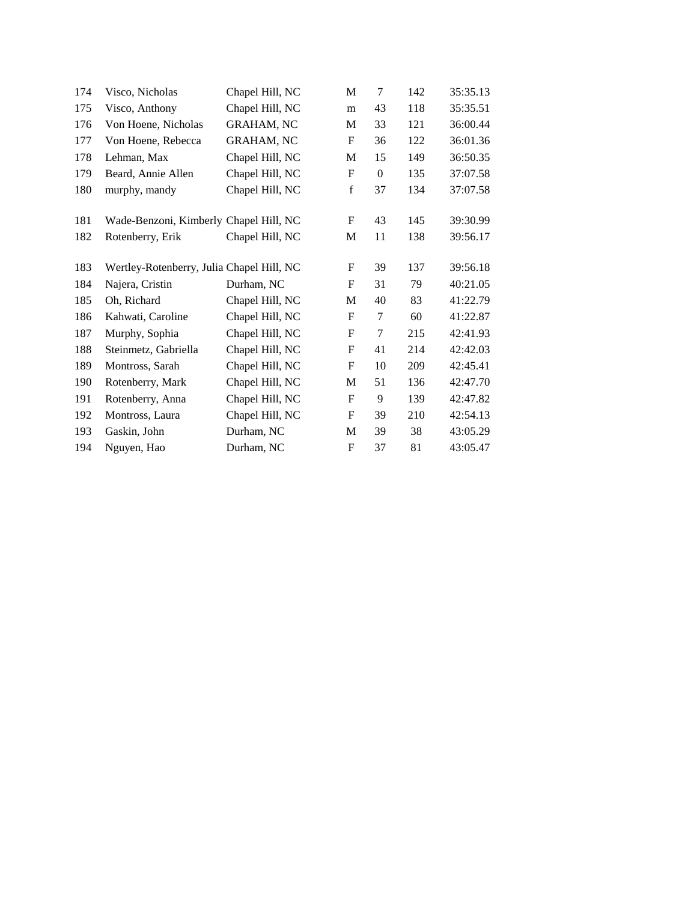| | | | | | | |
|---|---|---|---|---|---|---|
| 174 | Visco, Nicholas | Chapel Hill, NC | M | 7 | 142 | 35:35.13 |
| 175 | Visco, Anthony | Chapel Hill, NC | m | 43 | 118 | 35:35.51 |
| 176 | Von Hoene, Nicholas | GRAHAM, NC | M | 33 | 121 | 36:00.44 |
| 177 | Von Hoene, Rebecca | GRAHAM, NC | F | 36 | 122 | 36:01.36 |
| 178 | Lehman, Max | Chapel Hill, NC | M | 15 | 149 | 36:50.35 |
| 179 | Beard, Annie Allen | Chapel Hill, NC | F | 0 | 135 | 37:07.58 |
| 180 | murphy, mandy | Chapel Hill, NC | f | 37 | 134 | 37:07.58 |
| 181 | Wade-Benzoni, Kimberly | Chapel Hill, NC | F | 43 | 145 | 39:30.99 |
| 182 | Rotenberry, Erik | Chapel Hill, NC | M | 11 | 138 | 39:56.17 |
| 183 | Wertley-Rotenberry, Julia | Chapel Hill, NC | F | 39 | 137 | 39:56.18 |
| 184 | Najera, Cristin | Durham, NC | F | 31 | 79 | 40:21.05 |
| 185 | Oh, Richard | Chapel Hill, NC | M | 40 | 83 | 41:22.79 |
| 186 | Kahwati, Caroline | Chapel Hill, NC | F | 7 | 60 | 41:22.87 |
| 187 | Murphy, Sophia | Chapel Hill, NC | F | 7 | 215 | 42:41.93 |
| 188 | Steinmetz, Gabriella | Chapel Hill, NC | F | 41 | 214 | 42:42.03 |
| 189 | Montross, Sarah | Chapel Hill, NC | F | 10 | 209 | 42:45.41 |
| 190 | Rotenberry, Mark | Chapel Hill, NC | M | 51 | 136 | 42:47.70 |
| 191 | Rotenberry, Anna | Chapel Hill, NC | F | 9 | 139 | 42:47.82 |
| 192 | Montross, Laura | Chapel Hill, NC | F | 39 | 210 | 42:54.13 |
| 193 | Gaskin, John | Durham, NC | M | 39 | 38 | 43:05.29 |
| 194 | Nguyen, Hao | Durham, NC | F | 37 | 81 | 43:05.47 |